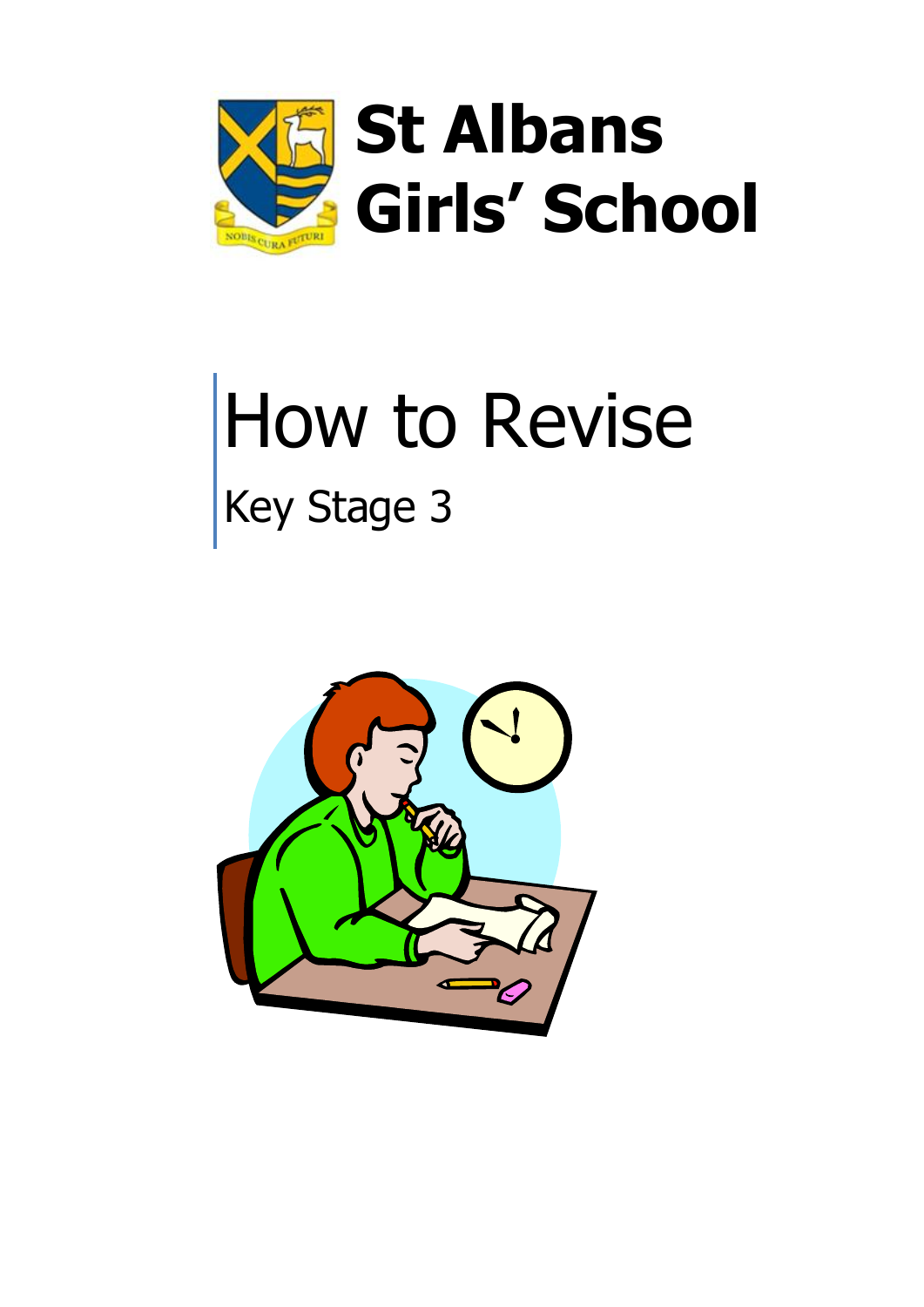# St Albans Girls' School

# How to Revise

## Key Stage 3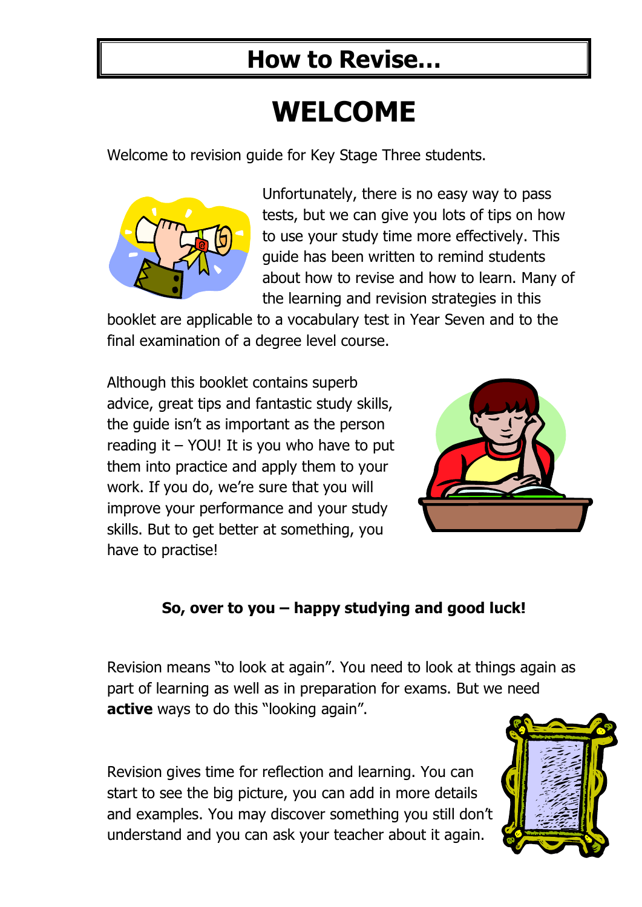# How to Revise...

## WELCOME

Welcome to revision guide for Key Stage Three students.

Unfortunately, there is no easy way to pass tests, but we can give you lots of tips on how to use your study time more effectively. This guide has been written to remind students about how to revise and how to learn. Many of the learning and revision strategies in this booklet are applicable to a vocabulary test in Year Seven and to the final examination of a degree level course.

Although this booklet contains superb advice, great tips and fantastic study skills, the guide isn't as important as the person reading it – YOU! It is you who have to put them into practice and apply them to your work. If you do, we're sure that you will improve your performance and your study skills. But to get better at something, you have to practise!

**So, over to you – happy studying and good luck!**

Revision means "to look at again". You need to look at things again as part of learning as well as in preparation for exams. But we need **active** ways to do this "looking again".

Revision gives time for reflection and learning. You can start to see the big picture, you can add in more details and examples. You may discover something you still don't understand and you can ask your teacher about it again.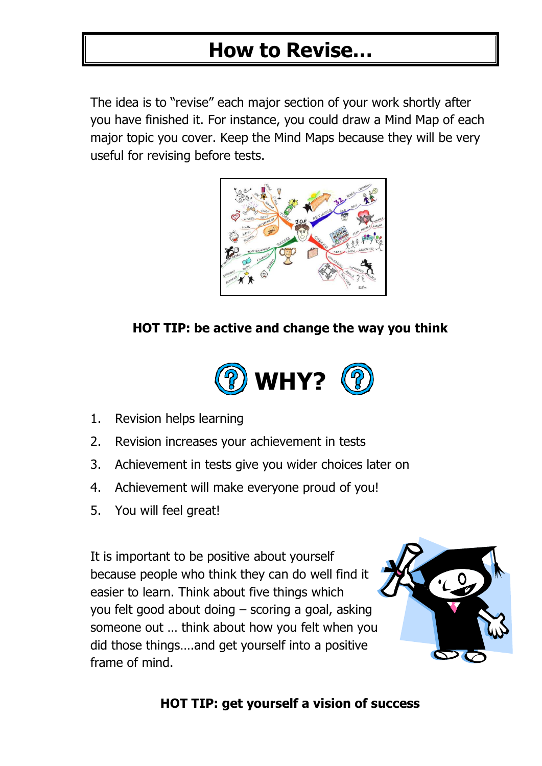# How to Revise...

The idea is to "revise" each major section of your work shortly after you have finished it. For instance, you could draw a Mind Map of each major topic you cover. Keep the Mind Maps because they will be very useful for revising before tests.

**HOT TIP: be active and change the way you think**

## WHY?

1. Revision helps learning
2. Revision increases your achievement in tests
3. Achievement in tests give you wider choices later on
4. Achievement will make everyone proud of you!
5. You will feel great!

It is important to be positive about yourself because people who think they can do well find it easier to learn. Think about five things which you felt good about doing – scoring a goal, asking someone out … think about how you felt when you did those things….and get yourself into a positive frame of mind.

**HOT TIP: get yourself a vision of success**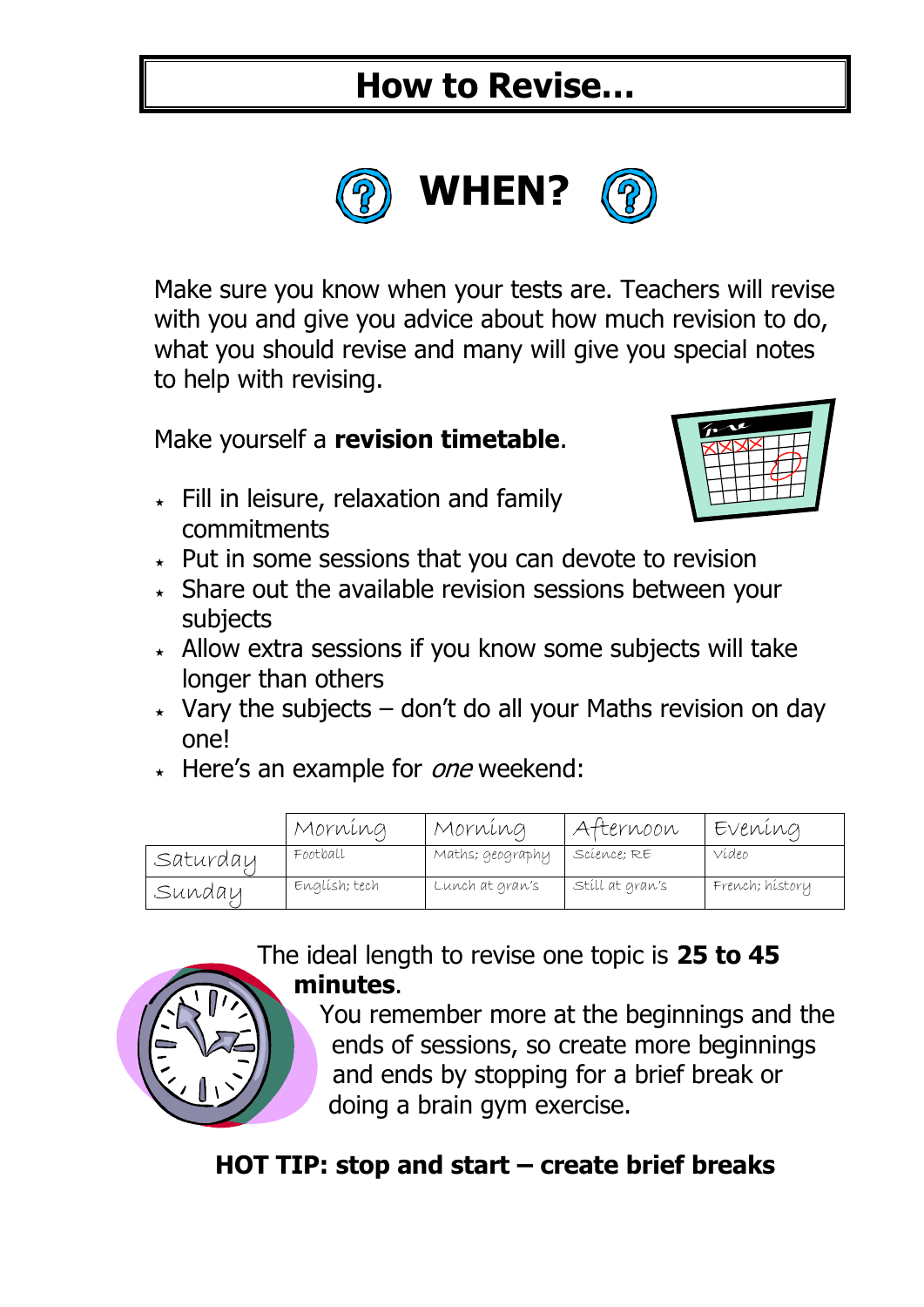# How to Revise…

## WHEN?

Make sure you know when your tests are. Teachers will revise with you and give you advice about how much revision to do, what you should revise and many will give you special notes to help with revising.

Make yourself a **revision timetable**.

- Fill in leisure, relaxation and family commitments
- Put in some sessions that you can devote to revision
- Share out the available revision sessions between your subjects
- Allow extra sessions if you know some subjects will take longer than others
- Vary the subjects – don't do all your Maths revision on day one!
- Here's an example for *one* weekend:

| | Morning | Morning | Afternoon | Evening |
|---|---|---|---|---|
| Saturday | Football | Maths; geography | Science; RE | Video |
| Sunday | English; tech | Lunch at gran's | Still at gran's | French; history |

The ideal length to revise one topic is **25 to 45 minutes**.

You remember more at the beginnings and the ends of sessions, so create more beginnings and ends by stopping for a brief break or doing a brain gym exercise.

**HOT TIP: stop and start – create brief breaks**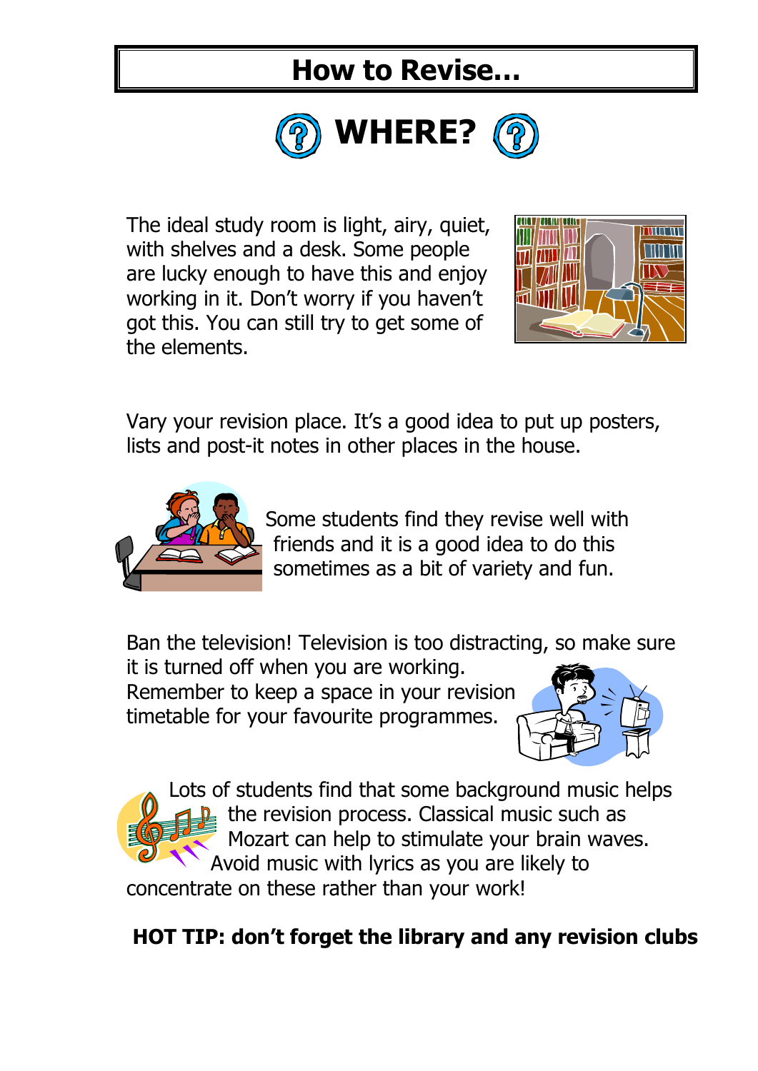# How to Revise…

## WHERE?

The ideal study room is light, airy, quiet, with shelves and a desk. Some people are lucky enough to have this and enjoy working in it. Don't worry if you haven't got this. You can still try to get some of the elements.

Vary your revision place. It's a good idea to put up posters, lists and post-it notes in other places in the house.

Some students find they revise well with friends and it is a good idea to do this sometimes as a bit of variety and fun.

Ban the television! Television is too distracting, so make sure it is turned off when you are working. Remember to keep a space in your revision timetable for your favourite programmes.

Lots of students find that some background music helps the revision process. Classical music such as Mozart can help to stimulate your brain waves. Avoid music with lyrics as you are likely to concentrate on these rather than your work!

**HOT TIP: don't forget the library and any revision clubs**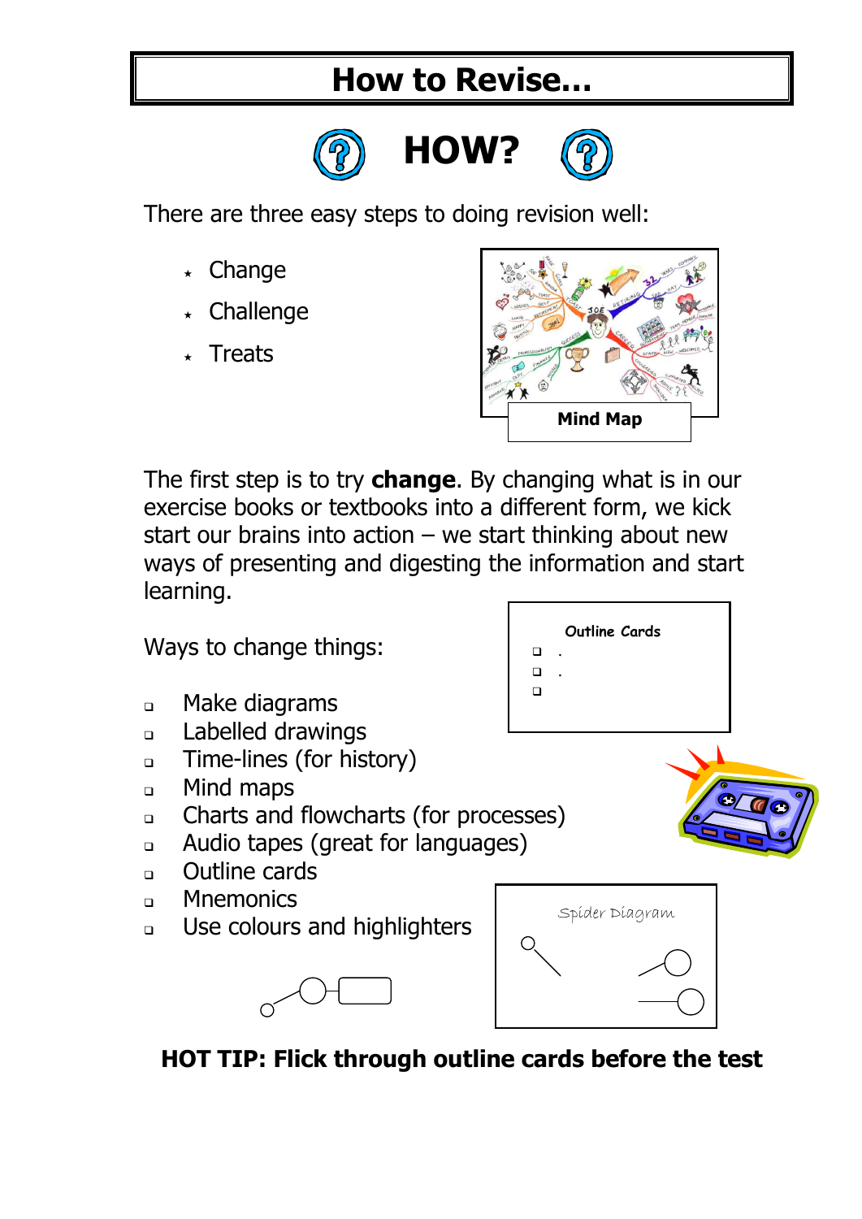# How to Revise…

## HOW?

There are three easy steps to doing revision well:

- Change
- Challenge
- Treats

Mind Map

The first step is to try **change**. By changing what is in our exercise books or textbooks into a different form, we kick start our brains into action – we start thinking about new ways of presenting and digesting the information and start learning.

Ways to change things:

- Make diagrams
- Labelled drawings
- Time-lines (for history)
- Mind maps
- Charts and flowcharts (for processes)
- Audio tapes (great for languages)
- Outline cards
- Mnemonics
- Use colours and highlighters

Outline Cards

Spider Diagram

**HOT TIP: Flick through outline cards before the test**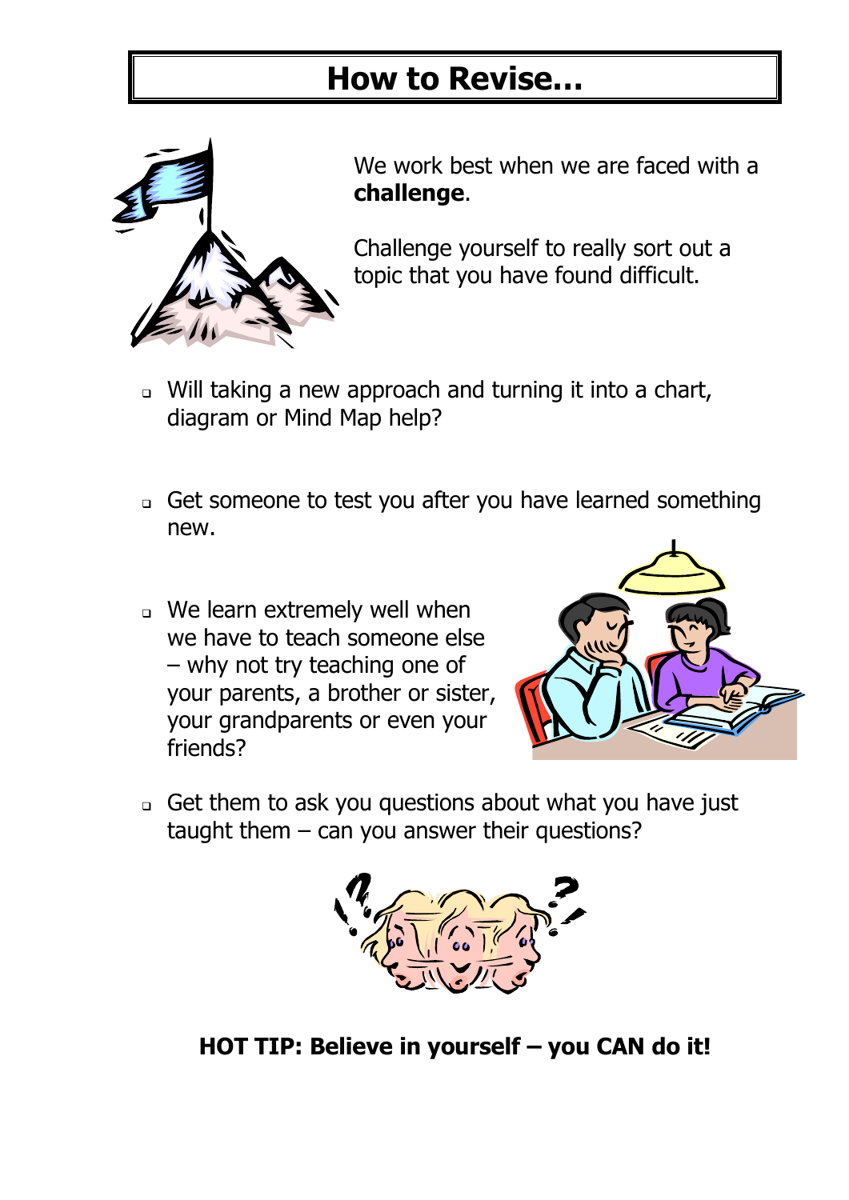# How to Revise…

We work best when we are faced with a **challenge**.

Challenge yourself to really sort out a topic that you have found difficult.

- Will taking a new approach and turning it into a chart, diagram or Mind Map help?

- Get someone to test you after you have learned something new.

- We learn extremely well when we have to teach someone else – why not try teaching one of your parents, a brother or sister, your grandparents or even your friends?

- Get them to ask you questions about what you have just taught them – can you answer their questions?

**HOT TIP: Believe in yourself – you CAN do it!**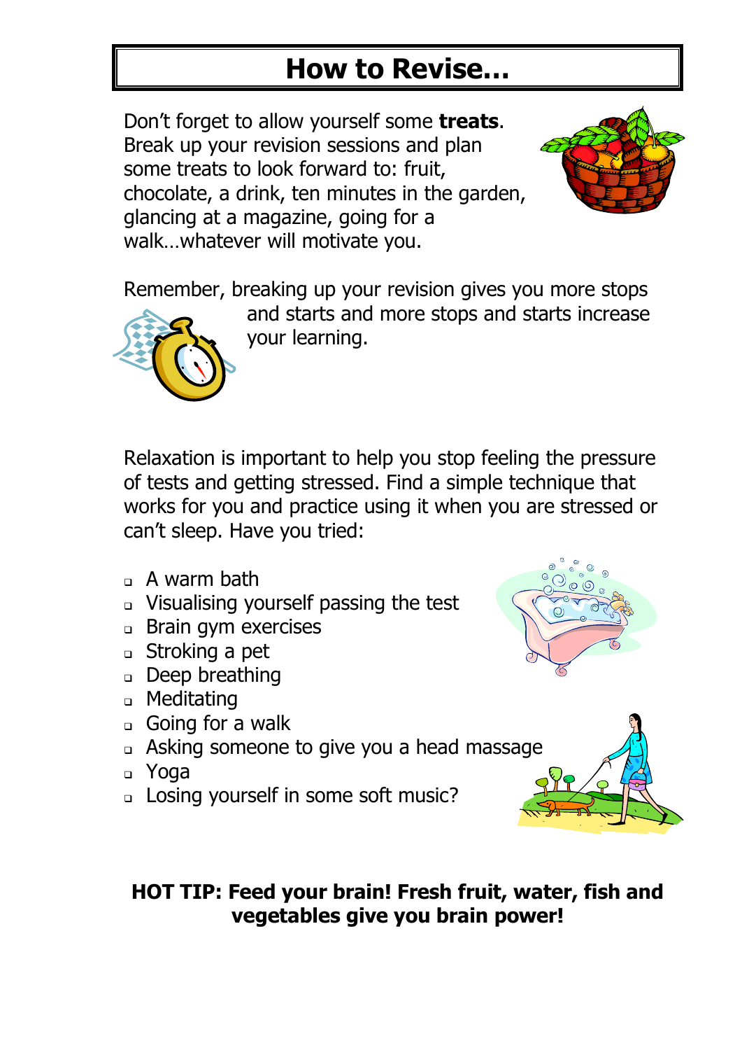# How to Revise…

Don't forget to allow yourself some **treats**. Break up your revision sessions and plan some treats to look forward to: fruit, chocolate, a drink, ten minutes in the garden, glancing at a magazine, going for a walk…whatever will motivate you.

Remember, breaking up your revision gives you more stops and starts and more stops and starts increase your learning.

Relaxation is important to help you stop feeling the pressure of tests and getting stressed. Find a simple technique that works for you and practice using it when you are stressed or can't sleep. Have you tried:

- A warm bath
- Visualising yourself passing the test
- Brain gym exercises
- Stroking a pet
- Deep breathing
- Meditating
- Going for a walk
- Asking someone to give you a head massage
- Yoga
- Losing yourself in some soft music?

**HOT TIP: Feed your brain! Fresh fruit, water, fish and vegetables give you brain power!**